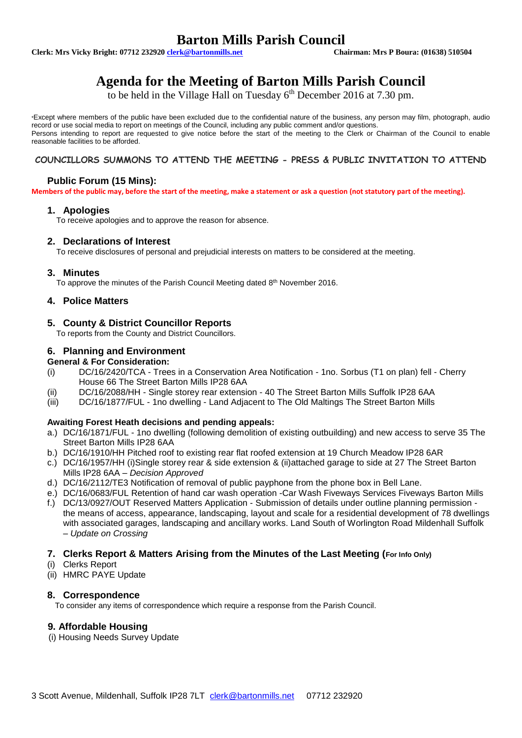# Barton Mills Parish Council

**Clerk: Mrs Vicky Bright: 07712 232920 clerk@bartonmills.net** **Chairman: Mrs P Boura: (01638) 510504**

# Agenda for the Meeting of Barton Mills Parish Council

to be held in the Village Hall on Tuesday 6th December 2016 at 7.30 pm.

*Except where members of the public have been excluded due to the confidential nature of the business, any person may film, photograph, audio record or use social media to report on meetings of the Council, including any public comment and/or questions.
Persons intending to report are requested to give notice before the start of the meeting to the Clerk or Chairman of the Council to enable reasonable facilities to be afforded.

**COUNCILLORS SUMMONS TO ATTEND THE MEETING - PRESS & PUBLIC INVITATION TO ATTEND**

## Public Forum (15 Mins):

**Members of the public may, before the start of the meeting, make a statement or ask a question (not statutory part of the meeting).**

## 1. Apologies

To receive apologies and to approve the reason for absence.

## 2. Declarations of Interest

To receive disclosures of personal and prejudicial interests on matters to be considered at the meeting.

## 3. Minutes

To approve the minutes of the Parish Council Meeting dated 8th November 2016.

## 4. Police Matters

## 5. County & District Councillor Reports

To reports from the County and District Councillors.

## 6. Planning and Environment

**General & For Consideration:**

(i) DC/16/2420/TCA - Trees in a Conservation Area Notification - 1no. Sorbus (T1 on plan) fell - Cherry House 66 The Street Barton Mills IP28 6AA

(ii) DC/16/2088/HH - Single storey rear extension - 40 The Street Barton Mills Suffolk IP28 6AA

(iii) DC/16/1877/FUL - 1no dwelling - Land Adjacent to The Old Maltings The Street Barton Mills

**Awaiting Forest Heath decisions and pending appeals:**

a.) DC/16/1871/FUL - 1no dwelling (following demolition of existing outbuilding) and new access to serve 35 The Street Barton Mills IP28 6AA

b.) DC/16/1910/HH Pitched roof to existing rear flat roofed extension at 19 Church Meadow IP28 6AR

c.) DC/16/1957/HH (i)Single storey rear & side extension & (ii)attached garage to side at 27 The Street Barton Mills IP28 6AA – *Decision Approved*

d.) DC/16/2112/TE3 Notification of removal of public payphone from the phone box in Bell Lane.

e.) DC/16/0683/FUL Retention of hand car wash operation -Car Wash Fiveways Services Fiveways Barton Mills

f.) DC/13/0927/OUT Reserved Matters Application - Submission of details under outline planning permission - the means of access, appearance, landscaping, layout and scale for a residential development of 78 dwellings with associated garages, landscaping and ancillary works. Land South of Worlington Road Mildenhall Suffolk – *Update on Crossing*

## 7. Clerks Report & Matters Arising from the Minutes of the Last Meeting (For Info Only)

(i) Clerks Report

(ii) HMRC PAYE Update

## 8. Correspondence

To consider any items of correspondence which require a response from the Parish Council.

## 9. Affordable Housing

(i) Housing Needs Survey Update

3 Scott Avenue, Mildenhall, Suffolk IP28 7LT clerk@bartonmills.net 07712 232920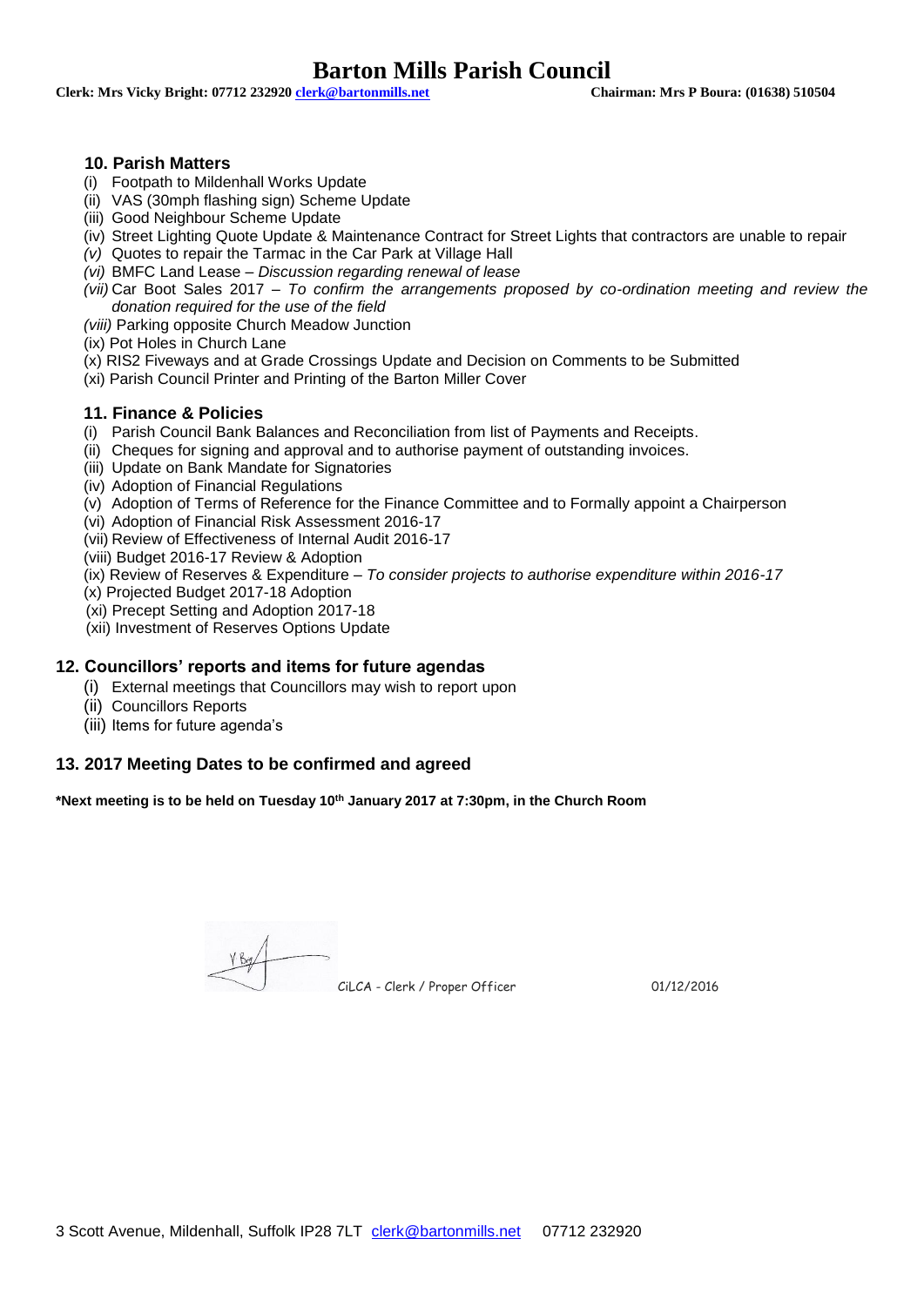**10. Parish Matters**

(i) Footpath to Mildenhall Works Update
(ii) VAS (30mph flashing sign) Scheme Update
(iii) Good Neighbour Scheme Update
(iv) Street Lighting Quote Update & Maintenance Contract for Street Lights that contractors are unable to repair
*(v)* Quotes to repair the Tarmac in the Car Park at Village Hall
*(vi)* BMFC Land Lease – *Discussion regarding renewal of lease*
*(vii)* Car Boot Sales 2017 – *To confirm the arrangements proposed by co-ordination meeting and review the donation required for the use of the field*
*(viii)* Parking opposite Church Meadow Junction
(ix) Pot Holes in Church Lane
(x) RIS2 Fiveways and at Grade Crossings Update and Decision on Comments to be Submitted
(xi) Parish Council Printer and Printing of the Barton Miller Cover

**11. Finance & Policies**

(i) Parish Council Bank Balances and Reconciliation from list of Payments and Receipts.
(ii) Cheques for signing and approval and to authorise payment of outstanding invoices.
(iii) Update on Bank Mandate for Signatories
(iv) Adoption of Financial Regulations
(v) Adoption of Terms of Reference for the Finance Committee and to Formally appoint a Chairperson
(vi) Adoption of Financial Risk Assessment 2016-17
(vii) Review of Effectiveness of Internal Audit 2016-17
(viii) Budget 2016-17 Review & Adoption
(ix) Review of Reserves & Expenditure – *To consider projects to authorise expenditure within 2016-17*
(x) Projected Budget 2017-18 Adoption
(xi) Precept Setting and Adoption 2017-18
(xii) Investment of Reserves Options Update

**12. Councillors' reports and items for future agendas**

(i) External meetings that Councillors may wish to report upon
(ii) Councillors Reports
(iii) Items for future agenda's

**13. 2017 Meeting Dates to be confirmed and agreed**

**\*Next meeting is to be held on Tuesday 10th January 2017 at 7:30pm, in the Church Room**

CiLCA - Clerk / Proper Officer 01/12/2016

3 Scott Avenue, Mildenhall, Suffolk IP28 7LT clerk@bartonmills.net 07712 232920